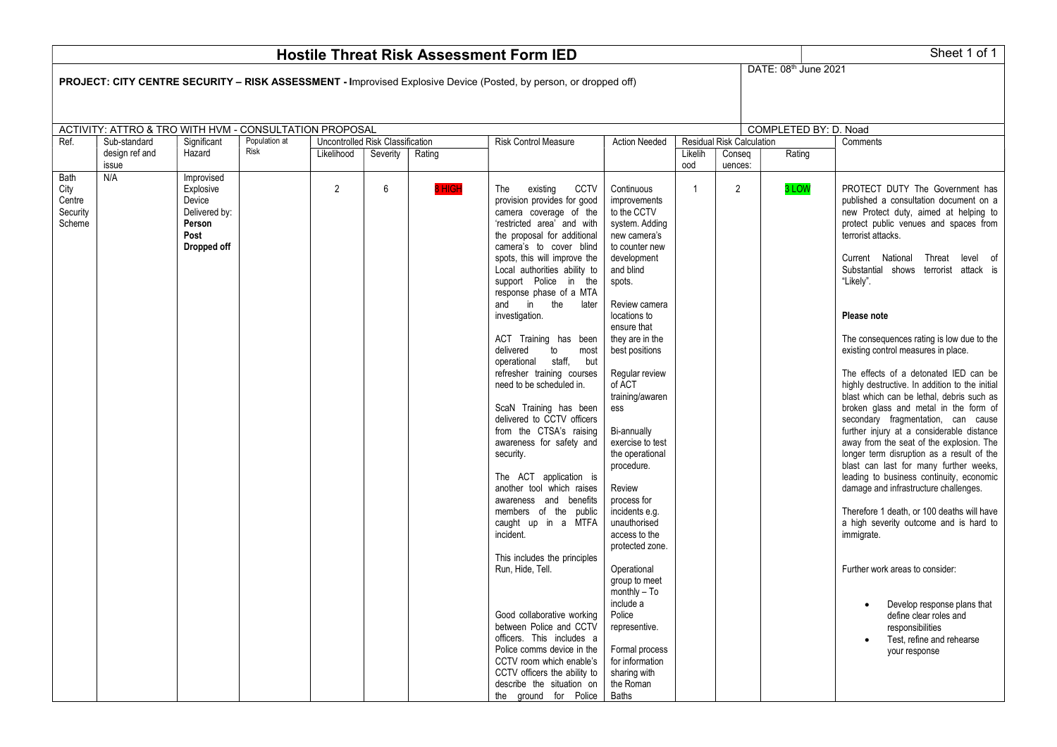# Hostile Threat Risk Assessment Form IED

Sheet 1 of 1

**PROJECT: CITY CENTRE SECURITY – RISK ASSESSMENT - I**mproved Explosive Device (Posted, by person, or dropped off)

DATE: 08th June 2021

ACTIVITY: ATTRO & TRO WITH HVM - CONSULTATION PROPOSAL

COMPLETED BY: D. Noad

| Ref. | Sub-standard design ref and issue | Significant Hazard | Population at Risk | Uncontrolled Risk Classification | | | Risk Control Measure | Action Needed | Residual Risk Calculation | | | Comments |
|---|---|---|---|---|---|---|---|---|---|---|---|---|
| | | | | Likelihood | Severity | Rating | | | Likelihood | Consequences: | Rating | |
| Bath City Centre Security Scheme | N/A | Improvised Explosive Device Delivered by: **Person** **Post** **Dropped off** | | 2 | 6 | 8 HIGH | The existing CCTV provision provides for good camera coverage of the 'restricted area' and with the proposal for additional camera's to cover blind spots, this will improve the Local authorities ability to support Police in the response phase of a MTA and in the later investigation.<br><br>ACT Training has been delivered to most operational staff, but refresher training courses need to be scheduled in.<br><br>ScaN Training has been delivered to CCTV officers from the CTSA's raising awareness for safety and security.<br><br>The ACT application is another tool which raises awareness and benefits members of the public caught up in a MTFA incident.<br><br>This includes the principles Run, Hide, Tell.<br><br>Good collaborative working between Police and CCTV officers. This includes a Police comms device in the CCTV room which enable's CCTV officers the ability to describe the situation on the ground for Police | Continuous improvements to the CCTV system. Adding new camera's to counter new development and blind spots.<br><br>Review camera locations to ensure that they are in the best positions<br><br>Regular review of ACT training/awareness<br><br>Bi-annually exercise to test the operational procedure.<br><br>Review process for incidents e.g. unauthorised access to the protected zone.<br><br>Operational group to meet monthly – To include a Police representative.<br><br>Formal process for information sharing with the Roman Baths | 1 | 2 | 3 LOW | PROTECT DUTY The Government has published a consultation document on a new Protect duty, aimed at helping to protect public venues and spaces from terrorist attacks.<br><br>Current National Threat level of Substantial shows terrorist attack is "Likely".<br><br>**Please note**<br><br>The consequences rating is low due to the existing control measures in place.<br><br>The effects of a detonated IED can be highly destructive. In addition to the initial blast which can be lethal, debris such as broken glass and metal in the form of secondary fragmentation, can cause further injury at a considerable distance away from the seat of the explosion. The longer term disruption as a result of the blast can last for many further weeks, leading to business continuity, economic damage and infrastructure challenges.<br><br>Therefore 1 death, or 100 deaths will have a high severity outcome and is hard to immigrate.<br><br>Further work areas to consider:<br><br>• Develop response plans that define clear roles and responsibilities<br>• Test, refine and rehearse your response |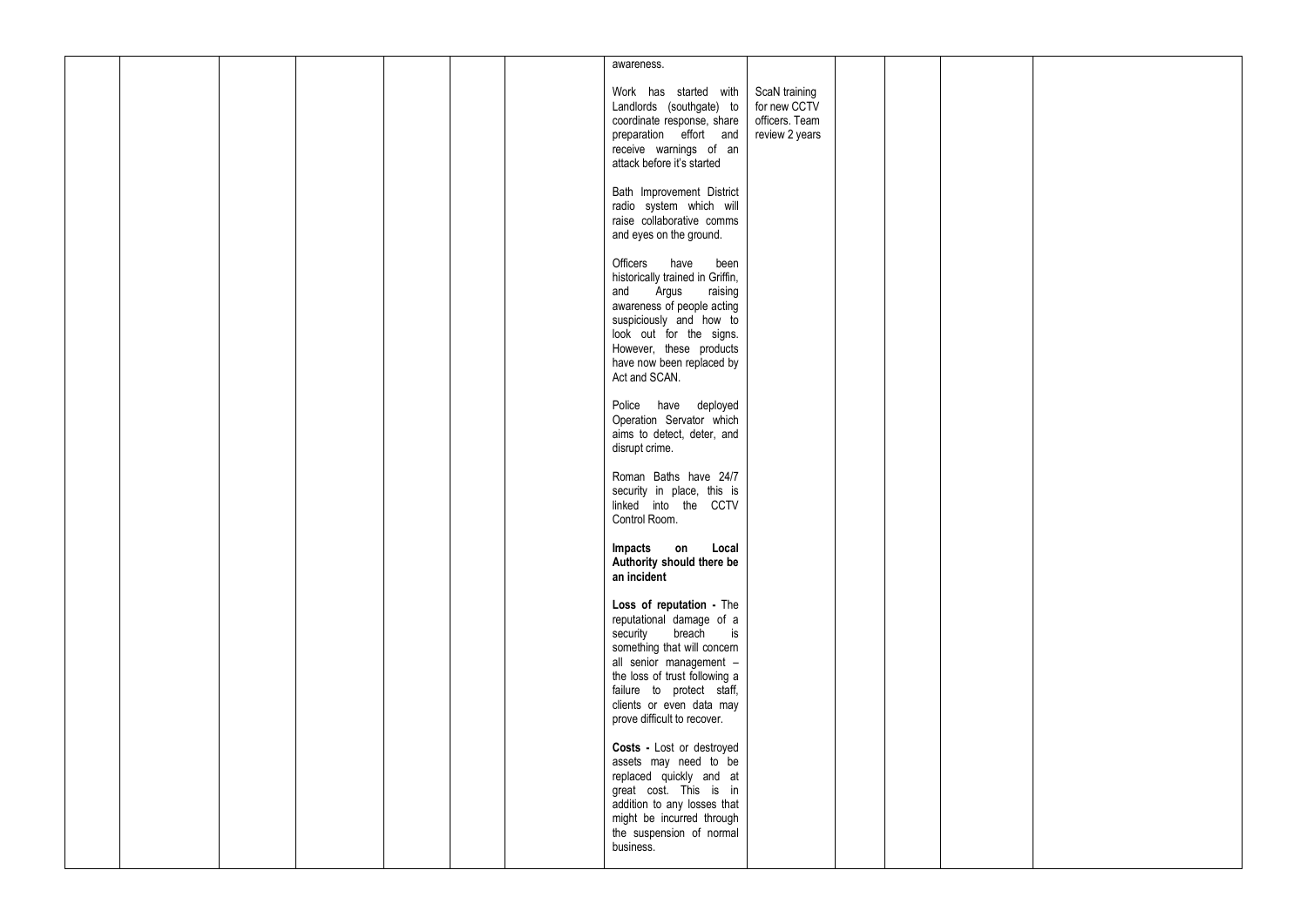|  |  |  |  |  |  |  | awareness.<br><br>Work has started with Landlords (southgate) to coordinate response, share preparation effort and receive warnings of an attack before it's started<br><br>Bath Improvement District radio system which will raise collaborative comms and eyes on the ground.<br><br>Officers have been historically trained in Griffin, and Argus raising awareness of people acting suspiciously and how to look out for the signs. However, these products have now been replaced by Act and SCAN.<br><br>Police have deployed Operation Servator which aims to detect, deter, and disrupt crime.<br><br>Roman Baths have 24/7 security in place, this is linked into the CCTV Control Room.<br><br>**Impacts on Local Authority should there be an incident**<br><br>**Loss of reputation -** The reputational damage of a security breach is something that will concern all senior management – the loss of trust following a failure to protect staff, clients or even data may prove difficult to recover.<br><br>**Costs -** Lost or destroyed assets may need to be replaced quickly and at great cost. This is in addition to any losses that might be incurred through the suspension of normal business. | ScaN training for new CCTV officers. Team review 2 years |  |  |  |  |
|---|---|---|---|---|---|---|---|---|---|---|---|---|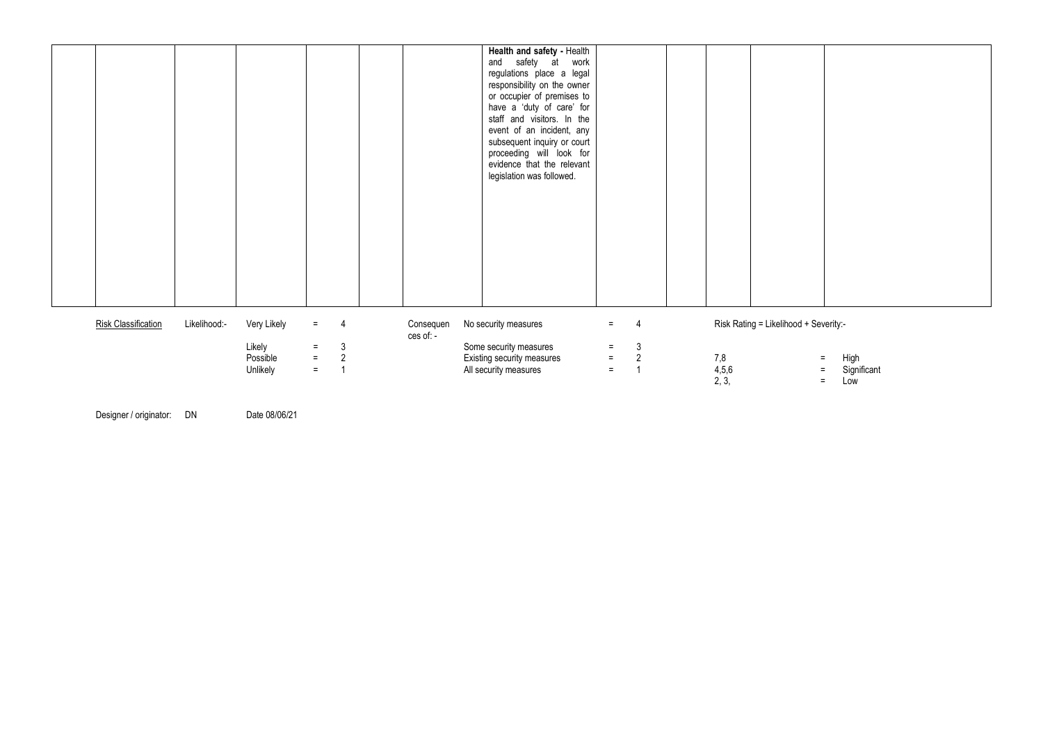| | | | | | | | | | | | | |
|---|---|---|---|---|---|---|---|---|---|---|---|---|
| | | | | | | | **Health and safety -** Health and safety at work regulations place a legal responsibility on the owner or occupier of premises to have a 'duty of care' for staff and visitors. In the event of an incident, any subsequent inquiry or court proceeding will look for evidence that the relevant legislation was followed. | | | | | |

| | | | | | | | | | | |
|---|---|---|---|---|---|---|---|---|---|---|
| Risk Classification | Likelihood:- | Very Likely | = | 4 | Consequences of: - | No security measures | = | 4 | Risk Rating = Likelihood + Severity:- | |
| | | Likely | = | 3 | | Some security measures | = | 3 | | |
| | | Possible | = | 2 | | Existing security measures | = | 2 | 7,8 | = High |
| | | Unlikely | = | 1 | | All security measures | = | 1 | 4,5,6 | = Significant |
| | | | | | | | | | 2, 3, | = Low |

Designer / originator: DN Date 08/06/21